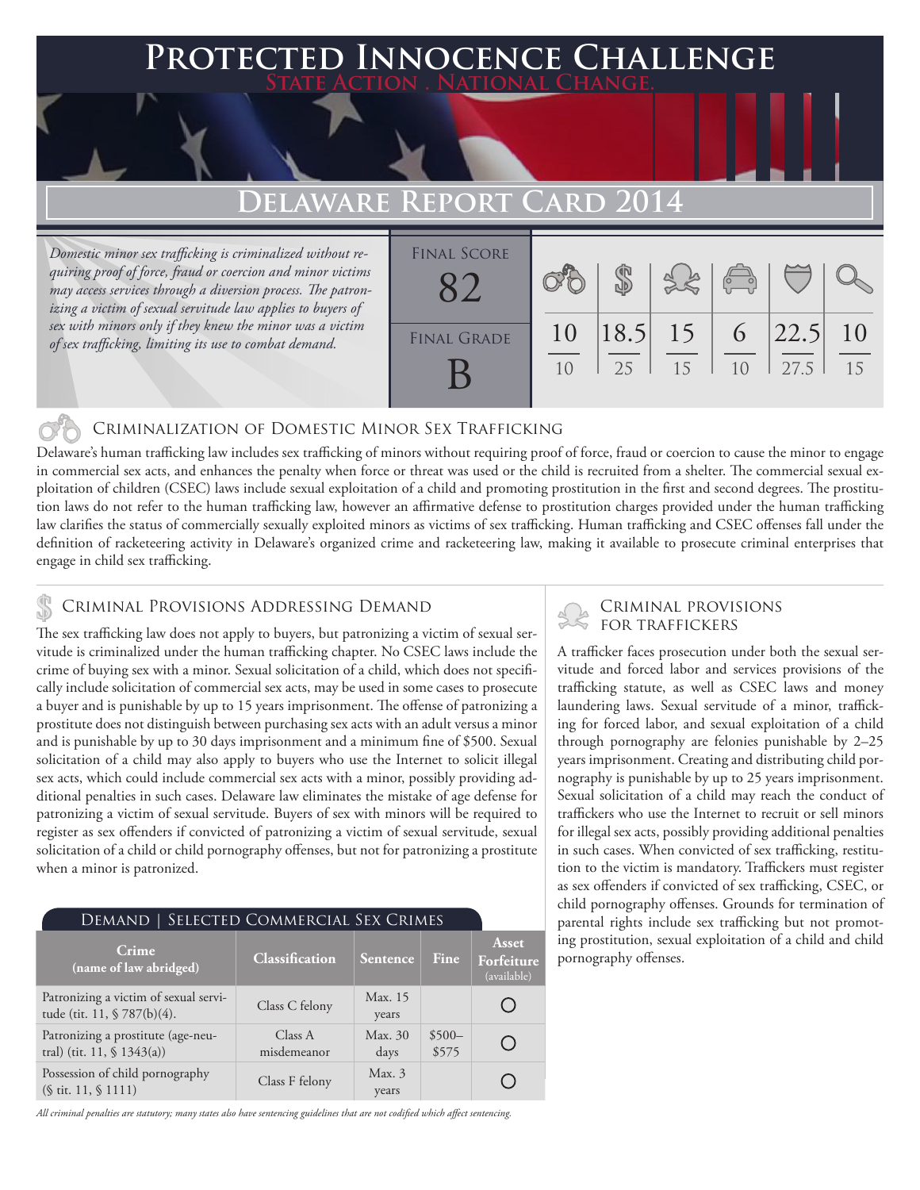# Protected Innocence Challenge

State Action . National Change.

## Delaware Report Card 2014

*Domestic minor sex trafficking is criminalized without requiring proof of force, fraud or coercion and minor victims may access services through a diversion process. The patronizing a victim of sexual servitude law applies to buyers of sex with minors only if they knew the minor was a victim of sex trafficking, limiting its use to combat demand.*

| Final Score | Final Grade |
|---|---|
| 82 | B |

| Criminalization of Domestic Minor Sex Trafficking | Criminal Provisions Addressing Demand | Criminal Provisions for Traffickers | Criminal Provisions for Facilitators | Protective Provisions for the Child Victims | Criminal Justice Tools for Investigation and Prosecution |
|---|---|---|---|---|---|
| 10/10 | 18.5/25 | 15/15 | 6/10 | 22.5/27.5 | 10/15 |

### Criminalization of Domestic Minor Sex Trafficking

Delaware's human trafficking law includes sex trafficking of minors without requiring proof of force, fraud or coercion to cause the minor to engage in commercial sex acts, and enhances the penalty when force or threat was used or the child is recruited from a shelter. The commercial sexual exploitation of children (CSEC) laws include sexual exploitation of a child and promoting prostitution in the first and second degrees. The prostitution laws do not refer to the human trafficking law, however an affirmative defense to prostitution charges provided under the human trafficking law clarifies the status of commercially sexually exploited minors as victims of sex trafficking. Human trafficking and CSEC offenses fall under the definition of racketeering activity in Delaware's organized crime and racketeering law, making it available to prosecute criminal enterprises that engage in child sex trafficking.

### Criminal Provisions Addressing Demand

The sex trafficking law does not apply to buyers, but patronizing a victim of sexual servitude is criminalized under the human trafficking chapter. No CSEC laws include the crime of buying sex with a minor. Sexual solicitation of a child, which does not specifically include solicitation of commercial sex acts, may be used in some cases to prosecute a buyer and is punishable by up to 15 years imprisonment. The offense of patronizing a prostitute does not distinguish between purchasing sex acts with an adult versus a minor and is punishable by up to 30 days imprisonment and a minimum fine of $500. Sexual solicitation of a child may also apply to buyers who use the Internet to solicit illegal sex acts, which could include commercial sex acts with a minor, possibly providing additional penalties in such cases. Delaware law eliminates the mistake of age defense for patronizing a victim of sexual servitude. Buyers of sex with minors will be required to register as sex offenders if convicted of patronizing a victim of sexual servitude, sexual solicitation of a child or child pornography offenses, but not for patronizing a prostitute when a minor is patronized.

#### Demand | Selected Commercial Sex Crimes

| Crime (name of law abridged) | Classification | Sentence | Fine | Asset Forfeiture (available) |
|---|---|---|---|---|
| Patronizing a victim of sexual servitude (tit. 11, § 787(b)(4). | Class C felony | Max. 15 years | | ○ |
| Patronizing a prostitute (age-neutral) (tit. 11, § 1343(a)) | Class A misdemeanor | Max. 30 days | $500–$575 | ○ |
| Possession of child pornography (§ tit. 11, § 1111) | Class F felony | Max. 3 years | | ○ |

*All criminal penalties are statutory; many states also have sentencing guidelines that are not codified which affect sentencing.*

### Criminal Provisions for Traffickers

A trafficker faces prosecution under both the sexual servitude and forced labor and services provisions of the trafficking statute, as well as CSEC laws and money laundering laws. Sexual servitude of a minor, trafficking for forced labor, and sexual exploitation of a child through pornography are felonies punishable by 2–25 years imprisonment. Creating and distributing child pornography is punishable by up to 25 years imprisonment. Sexual solicitation of a child may reach the conduct of traffickers who use the Internet to recruit or sell minors for illegal sex acts, possibly providing additional penalties in such cases. When convicted of sex trafficking, restitution to the victim is mandatory. Traffickers must register as sex offenders if convicted of sex trafficking, CSEC, or child pornography offenses. Grounds for termination of parental rights include sex trafficking but not promoting prostitution, sexual exploitation of a child and child pornography offenses.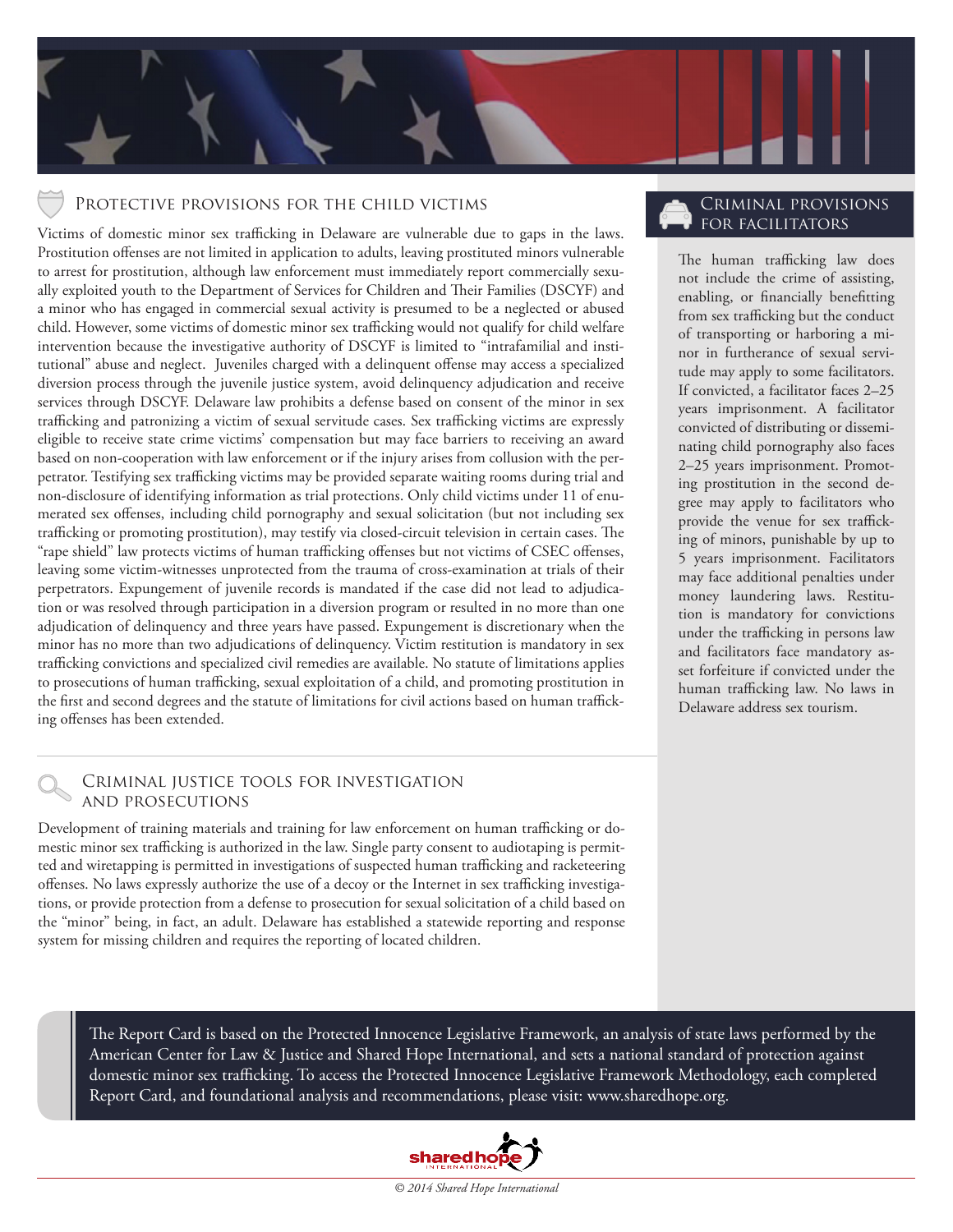## Protective provisions for the child victims

Victims of domestic minor sex trafficking in Delaware are vulnerable due to gaps in the laws. Prostitution offenses are not limited in application to adults, leaving prostituted minors vulnerable to arrest for prostitution, although law enforcement must immediately report commercially sexually exploited youth to the Department of Services for Children and Their Families (DSCYF) and a minor who has engaged in commercial sexual activity is presumed to be a neglected or abused child. However, some victims of domestic minor sex trafficking would not qualify for child welfare intervention because the investigative authority of DSCYF is limited to "intrafamilial and institutional" abuse and neglect. Juveniles charged with a delinquent offense may access a specialized diversion process through the juvenile justice system, avoid delinquency adjudication and receive services through DSCYF. Delaware law prohibits a defense based on consent of the minor in sex trafficking and patronizing a victim of sexual servitude cases. Sex trafficking victims are expressly eligible to receive state crime victims' compensation but may face barriers to receiving an award based on non-cooperation with law enforcement or if the injury arises from collusion with the perpetrator. Testifying sex trafficking victims may be provided separate waiting rooms during trial and non-disclosure of identifying information as trial protections. Only child victims under 11 of enumerated sex offenses, including child pornography and sexual solicitation (but not including sex trafficking or promoting prostitution), may testify via closed-circuit television in certain cases. The "rape shield" law protects victims of human trafficking offenses but not victims of CSEC offenses, leaving some victim-witnesses unprotected from the trauma of cross-examination at trials of their perpetrators. Expungement of juvenile records is mandated if the case did not lead to adjudication or was resolved through participation in a diversion program or resulted in no more than one adjudication of delinquency and three years have passed. Expungement is discretionary when the minor has no more than two adjudications of delinquency. Victim restitution is mandatory in sex trafficking convictions and specialized civil remedies are available. No statute of limitations applies to prosecutions of human trafficking, sexual exploitation of a child, and promoting prostitution in the first and second degrees and the statute of limitations for civil actions based on human trafficking offenses has been extended.

## Criminal justice tools for investigation and prosecutions

Development of training materials and training for law enforcement on human trafficking or domestic minor sex trafficking is authorized in the law. Single party consent to audiotaping is permitted and wiretapping is permitted in investigations of suspected human trafficking and racketeering offenses. No laws expressly authorize the use of a decoy or the Internet in sex trafficking investigations, or provide protection from a defense to prosecution for sexual solicitation of a child based on the "minor" being, in fact, an adult. Delaware has established a statewide reporting and response system for missing children and requires the reporting of located children.

## Criminal provisions for facilitators

The human trafficking law does not include the crime of assisting, enabling, or financially benefitting from sex trafficking but the conduct of transporting or harboring a minor in furtherance of sexual servitude may apply to some facilitators. If convicted, a facilitator faces 2–25 years imprisonment. A facilitator convicted of distributing or disseminating child pornography also faces 2–25 years imprisonment. Promoting prostitution in the second degree may apply to facilitators who provide the venue for sex trafficking of minors, punishable by up to 5 years imprisonment. Facilitators may face additional penalties under money laundering laws. Restitution is mandatory for convictions under the trafficking in persons law and facilitators face mandatory asset forfeiture if convicted under the human trafficking law. No laws in Delaware address sex tourism.

The Report Card is based on the Protected Innocence Legislative Framework, an analysis of state laws performed by the American Center for Law & Justice and Shared Hope International, and sets a national standard of protection against domestic minor sex trafficking. To access the Protected Innocence Legislative Framework Methodology, each completed Report Card, and foundational analysis and recommendations, please visit: www.sharedhope.org.

shared hope INTERNATIONAL

*© 2014 Shared Hope International*